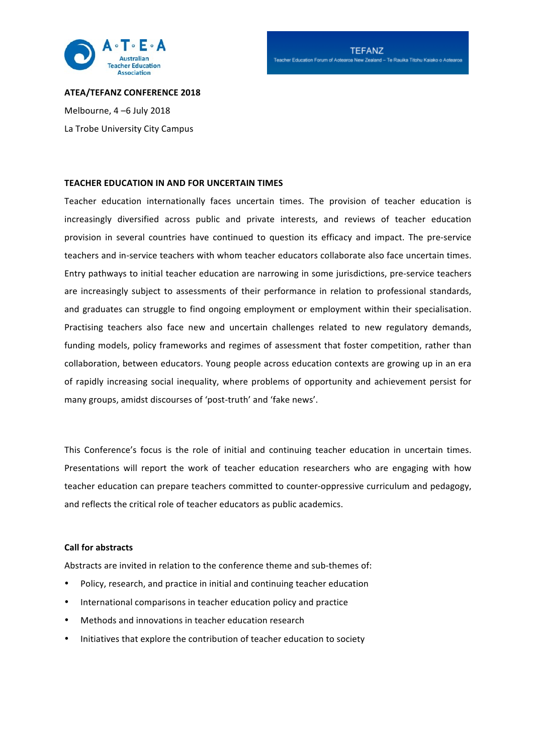A·T·E·A
Australian Teacher Education Association

TEFANZ
Teacher Education Forum of Aotearoa New Zealand – Te Rauika Titohu Kaiako o Aotearoa

**ATEA/TEFANZ CONFERENCE 2018**

Melbourne, 4 –6 July 2018

La Trobe University City Campus

## TEACHER EDUCATION IN AND FOR UNCERTAIN TIMES

Teacher education internationally faces uncertain times. The provision of teacher education is increasingly diversified across public and private interests, and reviews of teacher education provision in several countries have continued to question its efficacy and impact. The pre-service teachers and in-service teachers with whom teacher educators collaborate also face uncertain times. Entry pathways to initial teacher education are narrowing in some jurisdictions, pre-service teachers are increasingly subject to assessments of their performance in relation to professional standards, and graduates can struggle to find ongoing employment or employment within their specialisation. Practising teachers also face new and uncertain challenges related to new regulatory demands, funding models, policy frameworks and regimes of assessment that foster competition, rather than collaboration, between educators. Young people across education contexts are growing up in an era of rapidly increasing social inequality, where problems of opportunity and achievement persist for many groups, amidst discourses of 'post-truth' and 'fake news'.

This Conference's focus is the role of initial and continuing teacher education in uncertain times. Presentations will report the work of teacher education researchers who are engaging with how teacher education can prepare teachers committed to counter-oppressive curriculum and pedagogy, and reflects the critical role of teacher educators as public academics.

### Call for abstracts

Abstracts are invited in relation to the conference theme and sub-themes of:

- Policy, research, and practice in initial and continuing teacher education
- International comparisons in teacher education policy and practice
- Methods and innovations in teacher education research
- Initiatives that explore the contribution of teacher education to society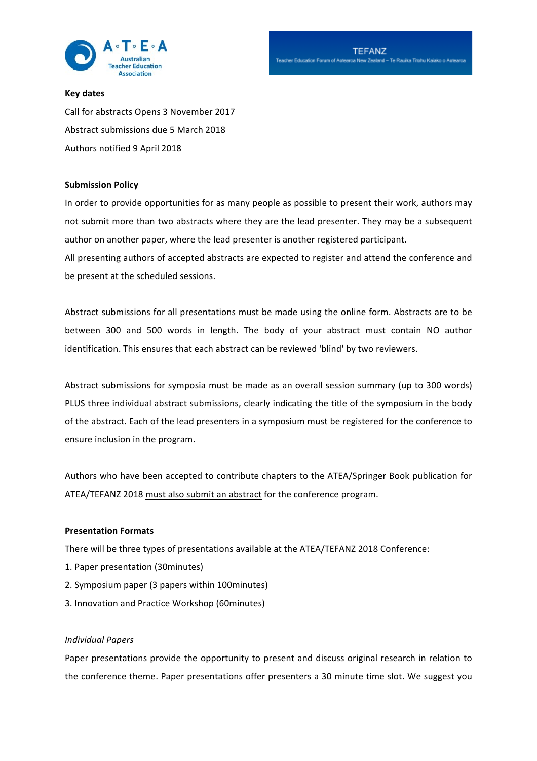**Key dates**

Call for abstracts Opens 3 November 2017

Abstract submissions due 5 March 2018

Authors notified 9 April 2018

**Submission Policy**

In order to provide opportunities for as many people as possible to present their work, authors may not submit more than two abstracts where they are the lead presenter. They may be a subsequent author on another paper, where the lead presenter is another registered participant.

All presenting authors of accepted abstracts are expected to register and attend the conference and be present at the scheduled sessions.

Abstract submissions for all presentations must be made using the online form. Abstracts are to be between 300 and 500 words in length. The body of your abstract must contain NO author identification. This ensures that each abstract can be reviewed 'blind' by two reviewers.

Abstract submissions for symposia must be made as an overall session summary (up to 300 words) PLUS three individual abstract submissions, clearly indicating the title of the symposium in the body of the abstract. Each of the lead presenters in a symposium must be registered for the conference to ensure inclusion in the program.

Authors who have been accepted to contribute chapters to the ATEA/Springer Book publication for ATEA/TEFANZ 2018 must also submit an abstract for the conference program.

**Presentation Formats**

There will be three types of presentations available at the ATEA/TEFANZ 2018 Conference:

1. Paper presentation (30minutes)
2. Symposium paper (3 papers within 100minutes)
3. Innovation and Practice Workshop (60minutes)

*Individual Papers*

Paper presentations provide the opportunity to present and discuss original research in relation to the conference theme. Paper presentations offer presenters a 30 minute time slot. We suggest you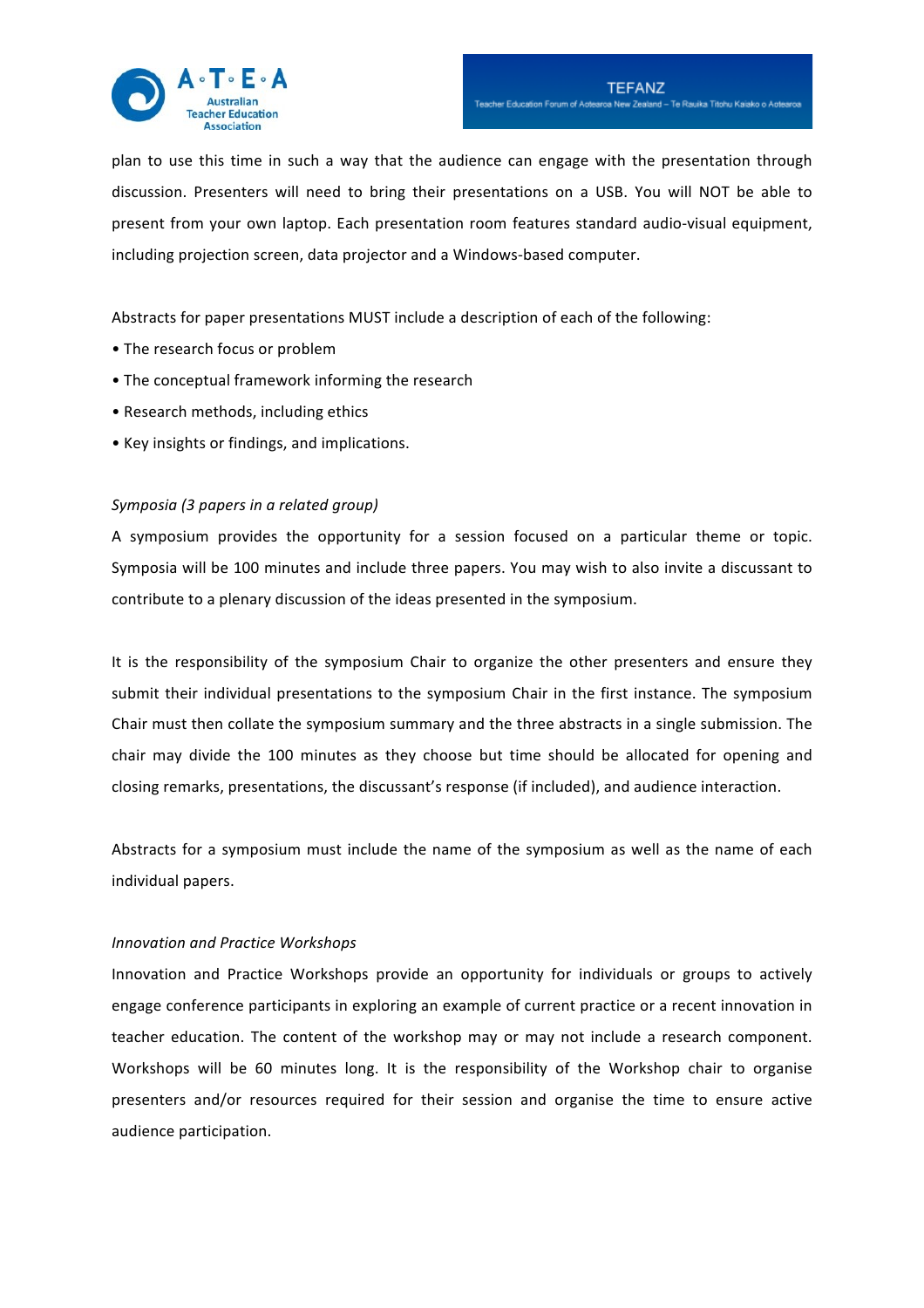plan to use this time in such a way that the audience can engage with the presentation through discussion. Presenters will need to bring their presentations on a USB. You will NOT be able to present from your own laptop. Each presentation room features standard audio-visual equipment, including projection screen, data projector and a Windows-based computer.

Abstracts for paper presentations MUST include a description of each of the following:

- The research focus or problem
- The conceptual framework informing the research
- Research methods, including ethics
- Key insights or findings, and implications.

*Symposia (3 papers in a related group)*

A symposium provides the opportunity for a session focused on a particular theme or topic. Symposia will be 100 minutes and include three papers. You may wish to also invite a discussant to contribute to a plenary discussion of the ideas presented in the symposium.

It is the responsibility of the symposium Chair to organize the other presenters and ensure they submit their individual presentations to the symposium Chair in the first instance. The symposium Chair must then collate the symposium summary and the three abstracts in a single submission. The chair may divide the 100 minutes as they choose but time should be allocated for opening and closing remarks, presentations, the discussant's response (if included), and audience interaction.

Abstracts for a symposium must include the name of the symposium as well as the name of each individual papers.

*Innovation and Practice Workshops*

Innovation and Practice Workshops provide an opportunity for individuals or groups to actively engage conference participants in exploring an example of current practice or a recent innovation in teacher education. The content of the workshop may or may not include a research component. Workshops will be 60 minutes long. It is the responsibility of the Workshop chair to organise presenters and/or resources required for their session and organise the time to ensure active audience participation.